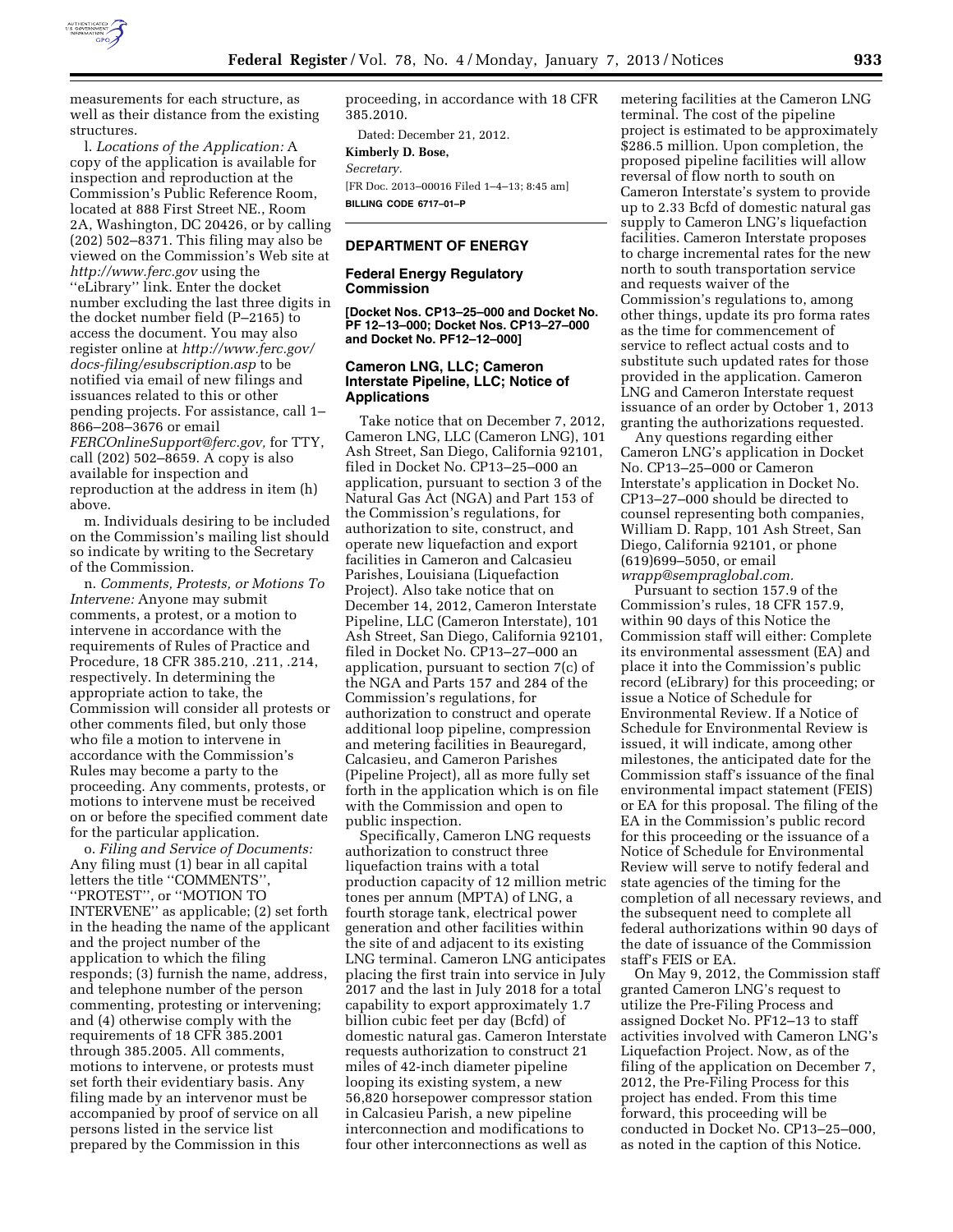measurements for each structure, as well as their distance from the existing structures.

l. *Locations of the Application:* A copy of the application is available for inspection and reproduction at the Commission's Public Reference Room, located at 888 First Street NE., Room 2A, Washington, DC 20426, or by calling (202) 502–8371. This filing may also be viewed on the Commission's Web site at *http://www.ferc.gov* using the ''eLibrary'' link. Enter the docket number excluding the last three digits in the docket number field (P–2165) to access the document. You may also register online at *http://www.ferc.gov/docs-filing/esubscription.asp* to be notified via email of new filings and issuances related to this or other pending projects. For assistance, call 1–866–208–3676 or email *FERCOnlineSupport@ferc.gov*, for TTY, call (202) 502–8659. A copy is also available for inspection and reproduction at the address in item (h) above.

m. Individuals desiring to be included on the Commission's mailing list should so indicate by writing to the Secretary of the Commission.

n. *Comments, Protests, or Motions To Intervene:* Anyone may submit comments, a protest, or a motion to intervene in accordance with the requirements of Rules of Practice and Procedure, 18 CFR 385.210, .211, .214, respectively. In determining the appropriate action to take, the Commission will consider all protests or other comments filed, but only those who file a motion to intervene in accordance with the Commission's Rules may become a party to the proceeding. Any comments, protests, or motions to intervene must be received on or before the specified comment date for the particular application.

o. *Filing and Service of Documents:* Any filing must (1) bear in all capital letters the title ''COMMENTS'', ''PROTEST'', or ''MOTION TO INTERVENE'' as applicable; (2) set forth in the heading the name of the applicant and the project number of the application to which the filing responds; (3) furnish the name, address, and telephone number of the person commenting, protesting or intervening; and (4) otherwise comply with the requirements of 18 CFR 385.2001 through 385.2005. All comments, motions to intervene, or protests must set forth their evidentiary basis. Any filing made by an intervenor must be accompanied by proof of service on all persons listed in the service list prepared by the Commission in this proceeding, in accordance with 18 CFR 385.2010.

Dated: December 21, 2012.

**Kimberly D. Bose,**

*Secretary.*

[FR Doc. 2013–00016 Filed 1–4–13; 8:45 am]

**BILLING CODE 6717–01–P**

## DEPARTMENT OF ENERGY

### Federal Energy Regulatory Commission

**[Docket Nos. CP13–25–000 and Docket No. PF 12–13–000; Docket Nos. CP13–27–000 and Docket No. PF12–12–000]**

### Cameron LNG, LLC; Cameron Interstate Pipeline, LLC; Notice of Applications

Take notice that on December 7, 2012, Cameron LNG, LLC (Cameron LNG), 101 Ash Street, San Diego, California 92101, filed in Docket No. CP13–25–000 an application, pursuant to section 3 of the Natural Gas Act (NGA) and Part 153 of the Commission's regulations, for authorization to site, construct, and operate new liquefaction and export facilities in Cameron and Calcasieu Parishes, Louisiana (Liquefaction Project). Also take notice that on December 14, 2012, Cameron Interstate Pipeline, LLC (Cameron Interstate), 101 Ash Street, San Diego, California 92101, filed in Docket No. CP13–27–000 an application, pursuant to section 7(c) of the NGA and Parts 157 and 284 of the Commission's regulations, for authorization to construct and operate additional loop pipeline, compression and metering facilities in Beauregard, Calcasieu, and Cameron Parishes (Pipeline Project), all as more fully set forth in the application which is on file with the Commission and open to public inspection.

Specifically, Cameron LNG requests authorization to construct three liquefaction trains with a total production capacity of 12 million metric tones per annum (MPTA) of LNG, a fourth storage tank, electrical power generation and other facilities within the site of and adjacent to its existing LNG terminal. Cameron LNG anticipates placing the first train into service in July 2017 and the last in July 2018 for a total capability to export approximately 1.7 billion cubic feet per day (Bcfd) of domestic natural gas. Cameron Interstate requests authorization to construct 21 miles of 42-inch diameter pipeline looping its existing system, a new 56,820 horsepower compressor station in Calcasieu Parish, a new pipeline interconnection and modifications to four other interconnections as well as metering facilities at the Cameron LNG terminal. The cost of the pipeline project is estimated to be approximately $286.5 million. Upon completion, the proposed pipeline facilities will allow reversal of flow north to south on Cameron Interstate's system to provide up to 2.33 Bcfd of domestic natural gas supply to Cameron LNG's liquefaction facilities. Cameron Interstate proposes to charge incremental rates for the new north to south transportation service and requests waiver of the Commission's regulations to, among other things, update its pro forma rates as the time for commencement of service to reflect actual costs and to substitute such updated rates for those provided in the application. Cameron LNG and Cameron Interstate request issuance of an order by October 1, 2013 granting the authorizations requested.

Any questions regarding either Cameron LNG's application in Docket No. CP13–25–000 or Cameron Interstate's application in Docket No. CP13–27–000 should be directed to counsel representing both companies, William D. Rapp, 101 Ash Street, San Diego, California 92101, or phone (619)699–5050, or email *wrapp@sempraglobal.com.*

Pursuant to section 157.9 of the Commission's rules, 18 CFR 157.9, within 90 days of this Notice the Commission staff will either: Complete its environmental assessment (EA) and place it into the Commission's public record (eLibrary) for this proceeding; or issue a Notice of Schedule for Environmental Review. If a Notice of Schedule for Environmental Review is issued, it will indicate, among other milestones, the anticipated date for the Commission staff's issuance of the final environmental impact statement (FEIS) or EA for this proposal. The filing of the EA in the Commission's public record for this proceeding or the issuance of a Notice of Schedule for Environmental Review will serve to notify federal and state agencies of the timing for the completion of all necessary reviews, and the subsequent need to complete all federal authorizations within 90 days of the date of issuance of the Commission staff's FEIS or EA.

On May 9, 2012, the Commission staff granted Cameron LNG's request to utilize the Pre-Filing Process and assigned Docket No. PF12–13 to staff activities involved with Cameron LNG's Liquefaction Project. Now, as of the filing of the application on December 7, 2012, the Pre-Filing Process for this project has ended. From this time forward, this proceeding will be conducted in Docket No. CP13–25–000, as noted in the caption of this Notice.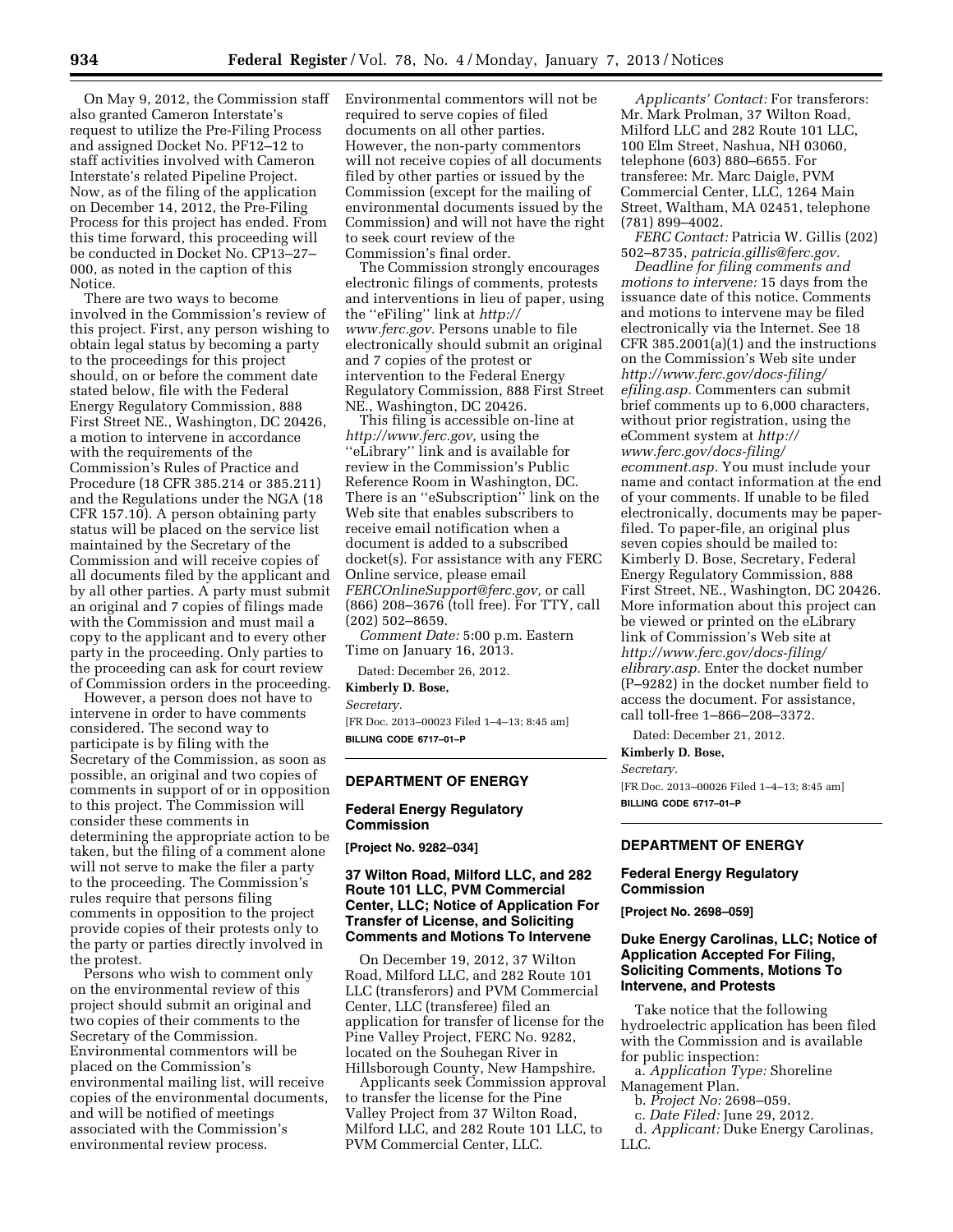On May 9, 2012, the Commission staff also granted Cameron Interstate's request to utilize the Pre-Filing Process and assigned Docket No. PF12–12 to staff activities involved with Cameron Interstate's related Pipeline Project. Now, as of the filing of the application on December 14, 2012, the Pre-Filing Process for this project has ended. From this time forward, this proceeding will be conducted in Docket No. CP13–27–000, as noted in the caption of this Notice.

There are two ways to become involved in the Commission's review of this project. First, any person wishing to obtain legal status by becoming a party to the proceedings for this project should, on or before the comment date stated below, file with the Federal Energy Regulatory Commission, 888 First Street NE., Washington, DC 20426, a motion to intervene in accordance with the requirements of the Commission's Rules of Practice and Procedure (18 CFR 385.214 or 385.211) and the Regulations under the NGA (18 CFR 157.10). A person obtaining party status will be placed on the service list maintained by the Secretary of the Commission and will receive copies of all documents filed by the applicant and by all other parties. A party must submit an original and 7 copies of filings made with the Commission and must mail a copy to the applicant and to every other party in the proceeding. Only parties to the proceeding can ask for court review of Commission orders in the proceeding.

However, a person does not have to intervene in order to have comments considered. The second way to participate is by filing with the Secretary of the Commission, as soon as possible, an original and two copies of comments in support of or in opposition to this project. The Commission will consider these comments in determining the appropriate action to be taken, but the filing of a comment alone will not serve to make the filer a party to the proceeding. The Commission's rules require that persons filing comments in opposition to the project provide copies of their protests only to the party or parties directly involved in the protest.

Persons who wish to comment only on the environmental review of this project should submit an original and two copies of their comments to the Secretary of the Commission. Environmental commentors will be placed on the Commission's environmental mailing list, will receive copies of the environmental documents, and will be notified of meetings associated with the Commission's environmental review process. Environmental commentors will not be required to serve copies of filed documents on all other parties. However, the non-party commentors will not receive copies of all documents filed by other parties or issued by the Commission (except for the mailing of environmental documents issued by the Commission) and will not have the right to seek court review of the Commission's final order.

The Commission strongly encourages electronic filings of comments, protests and interventions in lieu of paper, using the "eFiling" link at *http://www.ferc.gov.* Persons unable to file electronically should submit an original and 7 copies of the protest or intervention to the Federal Energy Regulatory Commission, 888 First Street NE., Washington, DC 20426.

This filing is accessible on-line at *http://www.ferc.gov,* using the "eLibrary" link and is available for review in the Commission's Public Reference Room in Washington, DC. There is an "eSubscription" link on the Web site that enables subscribers to receive email notification when a document is added to a subscribed docket(s). For assistance with any FERC Online service, please email *FERCOnlineSupport@ferc.gov,* or call (866) 208–3676 (toll free). For TTY, call (202) 502–8659.

*Comment Date:* 5:00 p.m. Eastern Time on January 16, 2013.

Dated: December 26, 2012.

**Kimberly D. Bose,**

*Secretary.*

[FR Doc. 2013–00023 Filed 1–4–13; 8:45 am]

**BILLING CODE 6717–01–P**

## DEPARTMENT OF ENERGY

### Federal Energy Regulatory Commission

**[Project No. 9282–034]**

### 37 Wilton Road, Milford LLC, and 282 Route 101 LLC, PVM Commercial Center, LLC; Notice of Application For Transfer of License, and Soliciting Comments and Motions To Intervene

On December 19, 2012, 37 Wilton Road, Milford LLC, and 282 Route 101 LLC (transferors) and PVM Commercial Center, LLC (transferee) filed an application for transfer of license for the Pine Valley Project, FERC No. 9282, located on the Souhegan River in Hillsborough County, New Hampshire.

Applicants seek Commission approval to transfer the license for the Pine Valley Project from 37 Wilton Road, Milford LLC, and 282 Route 101 LLC, to PVM Commercial Center, LLC.

*Applicants' Contact:* For transferors: Mr. Mark Prolman, 37 Wilton Road, Milford LLC and 282 Route 101 LLC, 100 Elm Street, Nashua, NH 03060, telephone (603) 880–6655. For transferee: Mr. Marc Daigle, PVM Commercial Center, LLC, 1264 Main Street, Waltham, MA 02451, telephone (781) 899–4002.

*FERC Contact:* Patricia W. Gillis (202) 502–8735, *patricia.gillis@ferc.gov.*

*Deadline for filing comments and motions to intervene:* 15 days from the issuance date of this notice. Comments and motions to intervene may be filed electronically via the Internet. See 18 CFR 385.2001(a)(1) and the instructions on the Commission's Web site under *http://www.ferc.gov/docs-filing/efiling.asp.* Commenters can submit brief comments up to 6,000 characters, without prior registration, using the eComment system at *http://www.ferc.gov/docs-filing/ecomment.asp.* You must include your name and contact information at the end of your comments. If unable to be filed electronically, documents may be paper-filed. To paper-file, an original plus seven copies should be mailed to: Kimberly D. Bose, Secretary, Federal Energy Regulatory Commission, 888 First Street, NE., Washington, DC 20426. More information about this project can be viewed or printed on the eLibrary link of Commission's Web site at *http://www.ferc.gov/docs-filing/elibrary.asp.* Enter the docket number (P–9282) in the docket number field to access the document. For assistance, call toll-free 1–866–208–3372.

Dated: December 21, 2012.

**Kimberly D. Bose,**

*Secretary.*

[FR Doc. 2013–00026 Filed 1–4–13; 8:45 am]

**BILLING CODE 6717–01–P**

## DEPARTMENT OF ENERGY

### Federal Energy Regulatory Commission

**[Project No. 2698–059]**

### Duke Energy Carolinas, LLC; Notice of Application Accepted For Filing, Soliciting Comments, Motions To Intervene, and Protests

Take notice that the following hydroelectric application has been filed with the Commission and is available for public inspection:

a. *Application Type:* Shoreline Management Plan.

b. *Project No:* 2698–059.

c. *Date Filed:* June 29, 2012.

d. *Applicant:* Duke Energy Carolinas, LLC.